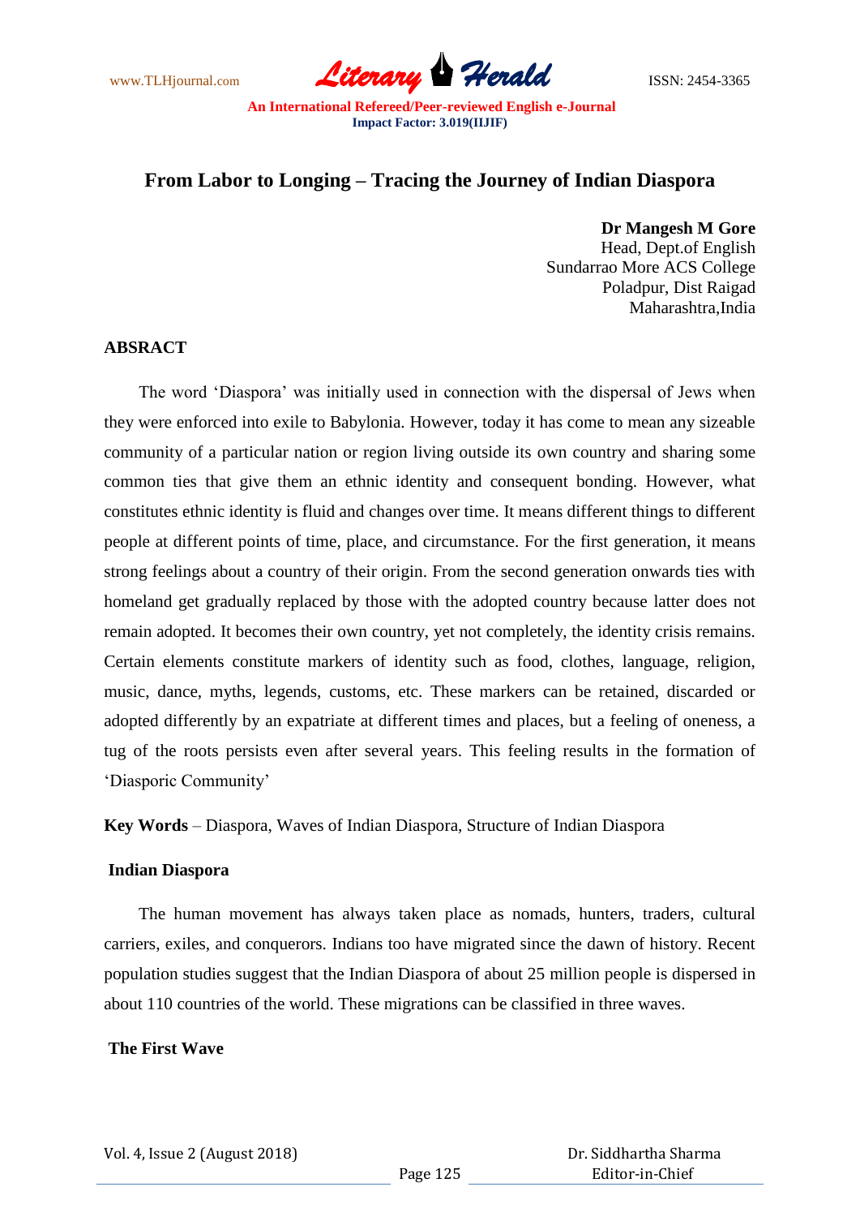# From Labor to Longing – Tracing the Journey of Indian Diaspora

**Dr Mangesh M Gore**
Head, Dept.of English
Sundarrao More ACS College
Poladpur, Dist Raigad
Maharashtra,India

## ABSRACT

The word 'Diaspora' was initially used in connection with the dispersal of Jews when they were enforced into exile to Babylonia. However, today it has come to mean any sizeable community of a particular nation or region living outside its own country and sharing some common ties that give them an ethnic identity and consequent bonding. However, what constitutes ethnic identity is fluid and changes over time. It means different things to different people at different points of time, place, and circumstance. For the first generation, it means strong feelings about a country of their origin. From the second generation onwards ties with homeland get gradually replaced by those with the adopted country because latter does not remain adopted. It becomes their own country, yet not completely, the identity crisis remains. Certain elements constitute markers of identity such as food, clothes, language, religion, music, dance, myths, legends, customs, etc. These markers can be retained, discarded or adopted differently by an expatriate at different times and places, but a feeling of oneness, a tug of the roots persists even after several years. This feeling results in the formation of 'Diasporic Community'

**Key Words** – Diaspora, Waves of Indian Diaspora, Structure of Indian Diaspora

## Indian Diaspora

The human movement has always taken place as nomads, hunters, traders, cultural carriers, exiles, and conquerors. Indians too have migrated since the dawn of history. Recent population studies suggest that the Indian Diaspora of about 25 million people is dispersed in about 110 countries of the world. These migrations can be classified in three waves.

## The First Wave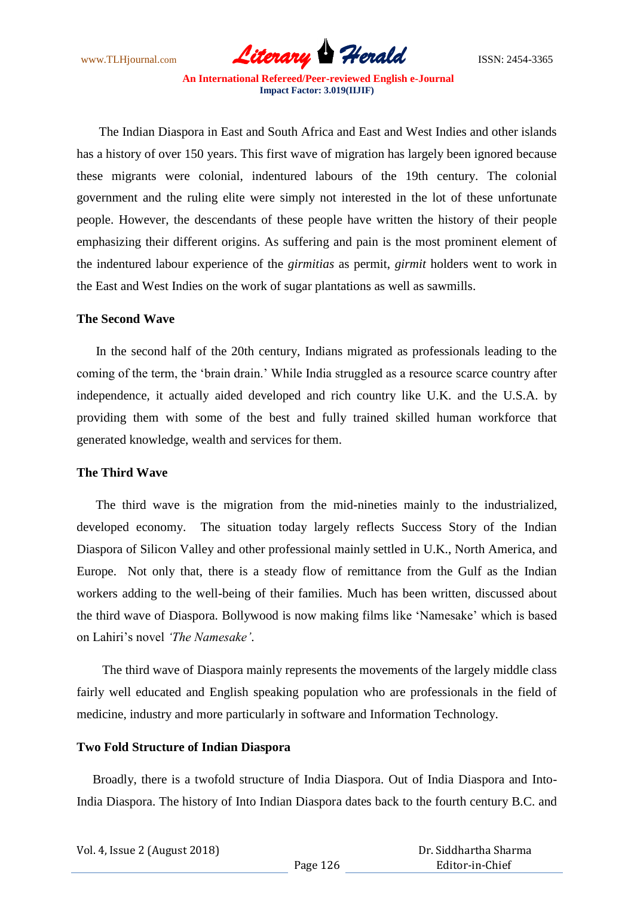The Indian Diaspora in East and South Africa and East and West Indies and other islands has a history of over 150 years. This first wave of migration has largely been ignored because these migrants were colonial, indentured labours of the 19th century. The colonial government and the ruling elite were simply not interested in the lot of these unfortunate people. However, the descendants of these people have written the history of their people emphasizing their different origins. As suffering and pain is the most prominent element of the indentured labour experience of the *girmitias* as permit, *girmit* holders went to work in the East and West Indies on the work of sugar plantations as well as sawmills.

**The Second Wave**

In the second half of the 20th century, Indians migrated as professionals leading to the coming of the term, the 'brain drain.' While India struggled as a resource scarce country after independence, it actually aided developed and rich country like U.K. and the U.S.A. by providing them with some of the best and fully trained skilled human workforce that generated knowledge, wealth and services for them.

**The Third Wave**

The third wave is the migration from the mid-nineties mainly to the industrialized, developed economy. The situation today largely reflects Success Story of the Indian Diaspora of Silicon Valley and other professional mainly settled in U.K., North America, and Europe. Not only that, there is a steady flow of remittance from the Gulf as the Indian workers adding to the well-being of their families. Much has been written, discussed about the third wave of Diaspora. Bollywood is now making films like 'Namesake' which is based on Lahiri's novel *'The Namesake'*.

The third wave of Diaspora mainly represents the movements of the largely middle class fairly well educated and English speaking population who are professionals in the field of medicine, industry and more particularly in software and Information Technology.

**Two Fold Structure of Indian Diaspora**

Broadly, there is a twofold structure of India Diaspora. Out of India Diaspora and Into-India Diaspora. The history of Into Indian Diaspora dates back to the fourth century B.C. and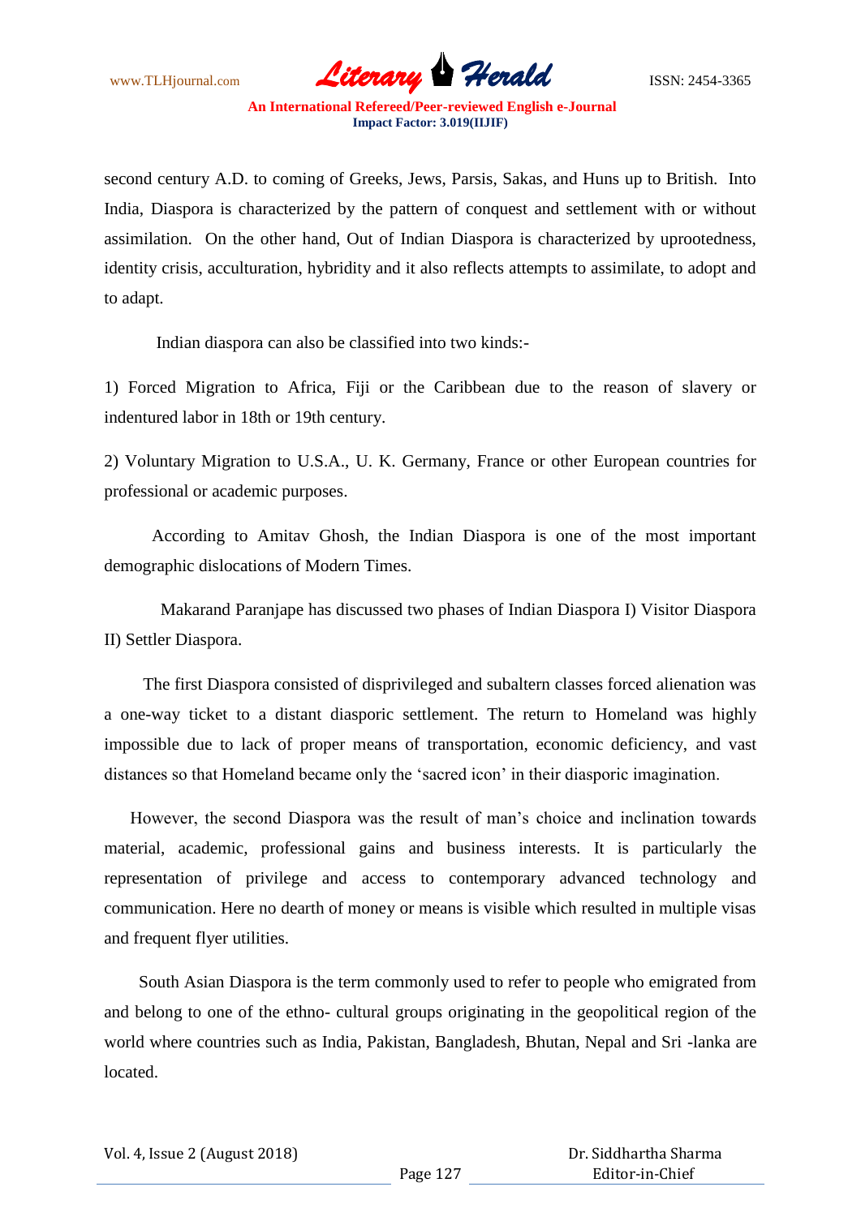second century A.D. to coming of Greeks, Jews, Parsis, Sakas, and Huns up to British. Into India, Diaspora is characterized by the pattern of conquest and settlement with or without assimilation. On the other hand, Out of Indian Diaspora is characterized by uprootedness, identity crisis, acculturation, hybridity and it also reflects attempts to assimilate, to adopt and to adapt.

Indian diaspora can also be classified into two kinds:-

1) Forced Migration to Africa, Fiji or the Caribbean due to the reason of slavery or indentured labor in 18th or 19th century.

2) Voluntary Migration to U.S.A., U. K. Germany, France or other European countries for professional or academic purposes.

According to Amitav Ghosh, the Indian Diaspora is one of the most important demographic dislocations of Modern Times.

Makarand Paranjape has discussed two phases of Indian Diaspora I) Visitor Diaspora II) Settler Diaspora.

The first Diaspora consisted of disprivileged and subaltern classes forced alienation was a one-way ticket to a distant diasporic settlement. The return to Homeland was highly impossible due to lack of proper means of transportation, economic deficiency, and vast distances so that Homeland became only the 'sacred icon' in their diasporic imagination.

However, the second Diaspora was the result of man's choice and inclination towards material, academic, professional gains and business interests. It is particularly the representation of privilege and access to contemporary advanced technology and communication. Here no dearth of money or means is visible which resulted in multiple visas and frequent flyer utilities.

South Asian Diaspora is the term commonly used to refer to people who emigrated from and belong to one of the ethno- cultural groups originating in the geopolitical region of the world where countries such as India, Pakistan, Bangladesh, Bhutan, Nepal and Sri -lanka are located.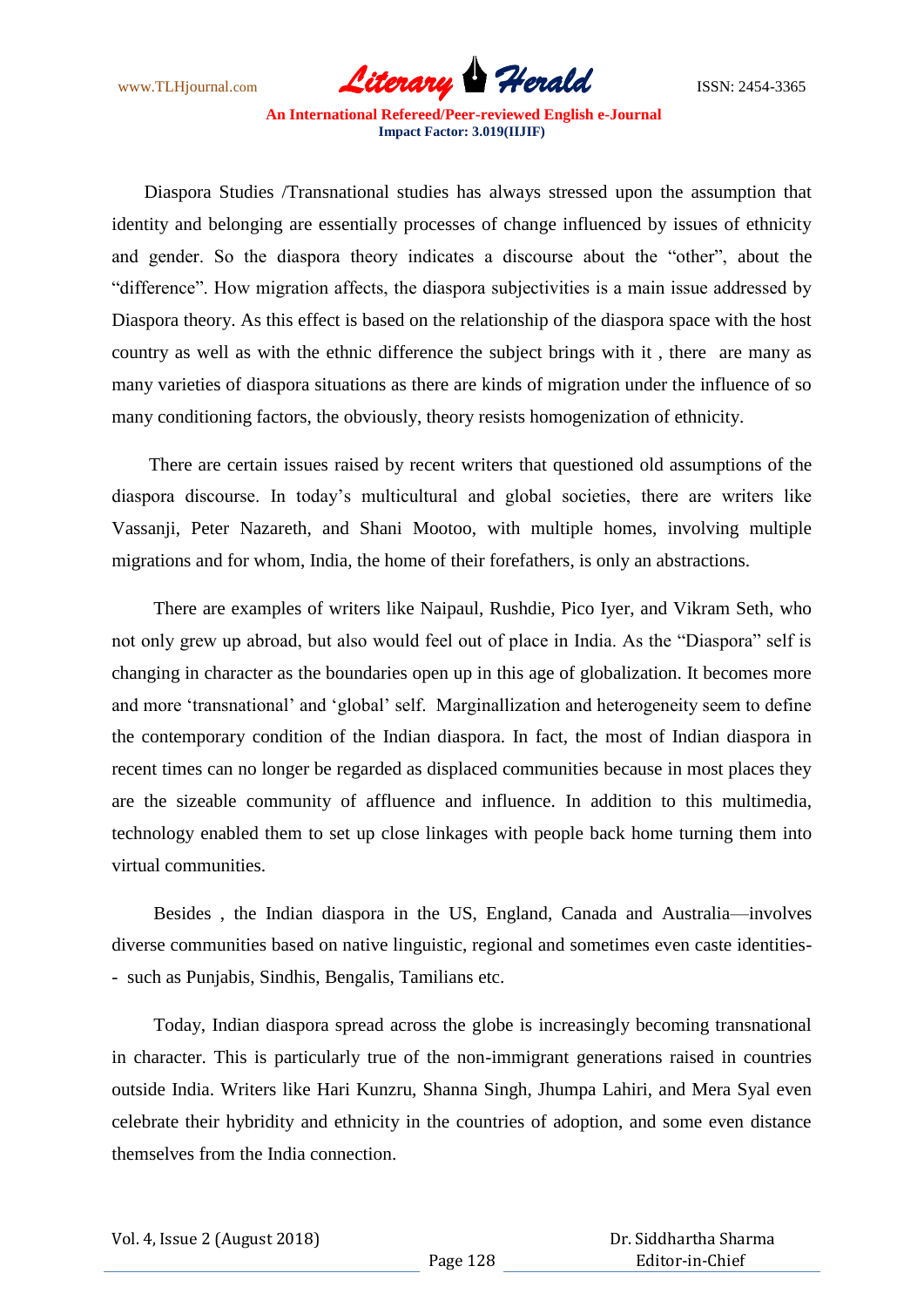Diaspora Studies /Transnational studies has always stressed upon the assumption that identity and belonging are essentially processes of change influenced by issues of ethnicity and gender. So the diaspora theory indicates a discourse about the "other", about the "difference". How migration affects, the diaspora subjectivities is a main issue addressed by Diaspora theory. As this effect is based on the relationship of the diaspora space with the host country as well as with the ethnic difference the subject brings with it , there are many as many varieties of diaspora situations as there are kinds of migration under the influence of so many conditioning factors, the obviously, theory resists homogenization of ethnicity.

There are certain issues raised by recent writers that questioned old assumptions of the diaspora discourse. In today's multicultural and global societies, there are writers like Vassanji, Peter Nazareth, and Shani Mootoo, with multiple homes, involving multiple migrations and for whom, India, the home of their forefathers, is only an abstractions.

There are examples of writers like Naipaul, Rushdie, Pico Iyer, and Vikram Seth, who not only grew up abroad, but also would feel out of place in India. As the "Diaspora" self is changing in character as the boundaries open up in this age of globalization. It becomes more and more 'transnational' and 'global' self. Marginallization and heterogeneity seem to define the contemporary condition of the Indian diaspora. In fact, the most of Indian diaspora in recent times can no longer be regarded as displaced communities because in most places they are the sizeable community of affluence and influence. In addition to this multimedia, technology enabled them to set up close linkages with people back home turning them into virtual communities.

Besides , the Indian diaspora in the US, England, Canada and Australia—involves diverse communities based on native linguistic, regional and sometimes even caste identities-- such as Punjabis, Sindhis, Bengalis, Tamilians etc.

Today, Indian diaspora spread across the globe is increasingly becoming transnational in character. This is particularly true of the non-immigrant generations raised in countries outside India. Writers like Hari Kunzru, Shanna Singh, Jhumpa Lahiri, and Mera Syal even celebrate their hybridity and ethnicity in the countries of adoption, and some even distance themselves from the India connection.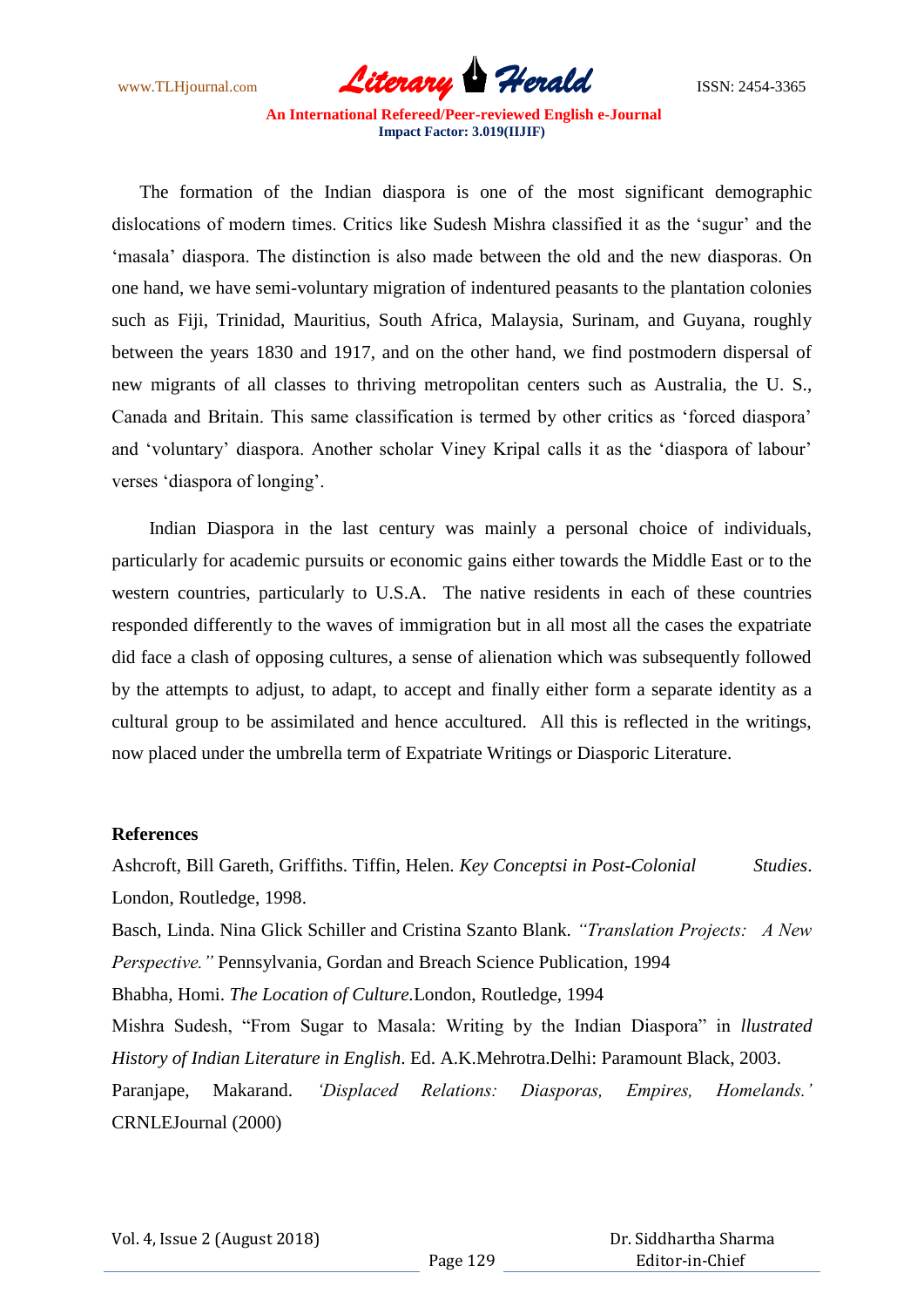The formation of the Indian diaspora is one of the most significant demographic dislocations of modern times. Critics like Sudesh Mishra classified it as the 'sugur' and the 'masala' diaspora. The distinction is also made between the old and the new diasporas. On one hand, we have semi-voluntary migration of indentured peasants to the plantation colonies such as Fiji, Trinidad, Mauritius, South Africa, Malaysia, Surinam, and Guyana, roughly between the years 1830 and 1917, and on the other hand, we find postmodern dispersal of new migrants of all classes to thriving metropolitan centers such as Australia, the U. S., Canada and Britain. This same classification is termed by other critics as 'forced diaspora' and 'voluntary' diaspora. Another scholar Viney Kripal calls it as the 'diaspora of labour' verses 'diaspora of longing'.

Indian Diaspora in the last century was mainly a personal choice of individuals, particularly for academic pursuits or economic gains either towards the Middle East or to the western countries, particularly to U.S.A. The native residents in each of these countries responded differently to the waves of immigration but in all most all the cases the expatriate did face a clash of opposing cultures, a sense of alienation which was subsequently followed by the attempts to adjust, to adapt, to accept and finally either form a separate identity as a cultural group to be assimilated and hence accultured. All this is reflected in the writings, now placed under the umbrella term of Expatriate Writings or Diasporic Literature.

**References**

Ashcroft, Bill Gareth, Griffiths. Tiffin, Helen. *Key Conceptsi in Post-Colonial Studies*. London, Routledge, 1998.

Basch, Linda. Nina Glick Schiller and Cristina Szanto Blank. *"Translation Projects: A New Perspective."* Pennsylvania, Gordan and Breach Science Publication, 1994

Bhabha, Homi. *The Location of Culture*.London, Routledge, 1994

Mishra Sudesh, "From Sugar to Masala: Writing by the Indian Diaspora" in *llustrated History of Indian Literature in English*. Ed. A.K.Mehrotra.Delhi: Paramount Black, 2003.

Paranjape, Makarand. *'Displaced Relations: Diasporas, Empires, Homelands.'* CRNLEJournal (2000)